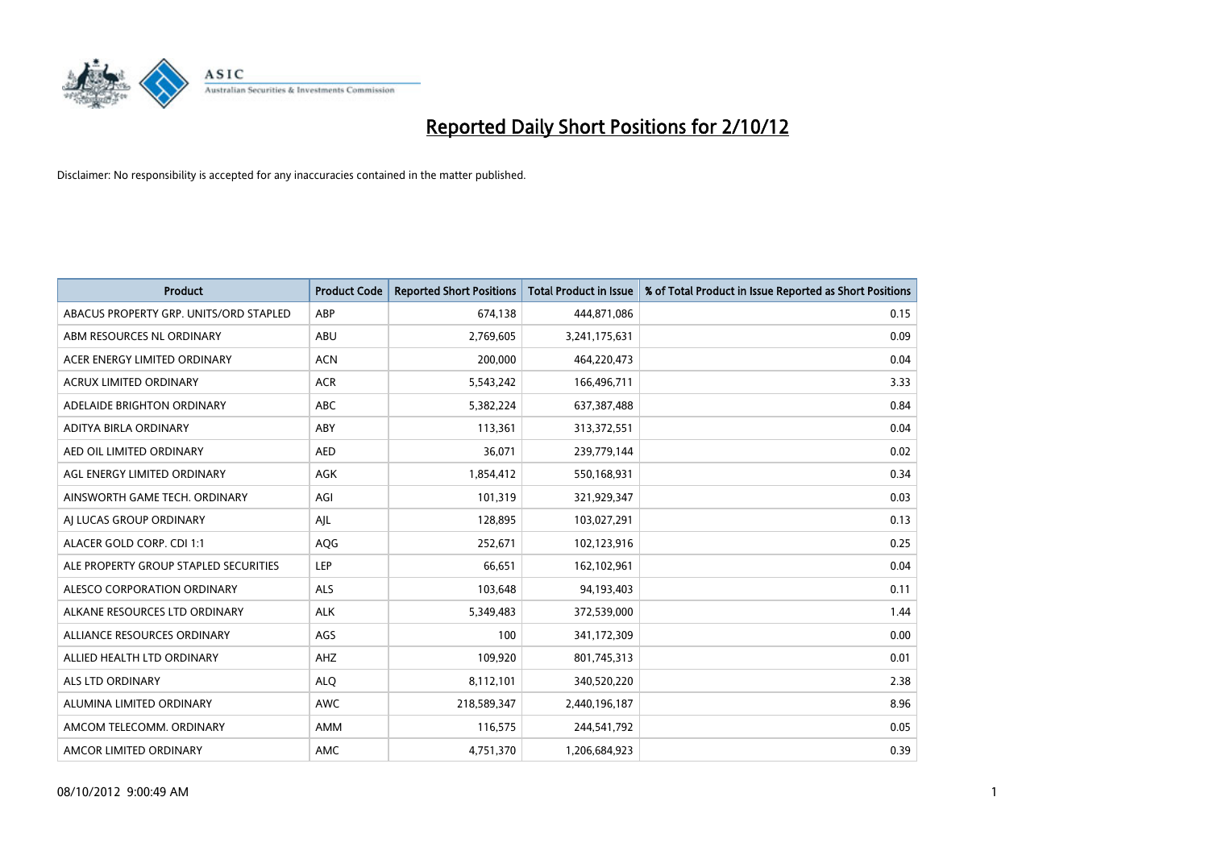# Reported Daily Short Positions for 2/10/12

Disclaimer: No responsibility is accepted for any inaccuracies contained in the matter published.

| Product | Product Code | Reported Short Positions | Total Product in Issue | % of Total Product in Issue Reported as Short Positions |
| --- | --- | --- | --- | --- |
| ABACUS PROPERTY GRP. UNITS/ORD STAPLED | ABP | 674,138 | 444,871,086 | 0.15 |
| ABM RESOURCES NL ORDINARY | ABU | 2,769,605 | 3,241,175,631 | 0.09 |
| ACER ENERGY LIMITED ORDINARY | ACN | 200,000 | 464,220,473 | 0.04 |
| ACRUX LIMITED ORDINARY | ACR | 5,543,242 | 166,496,711 | 3.33 |
| ADELAIDE BRIGHTON ORDINARY | ABC | 5,382,224 | 637,387,488 | 0.84 |
| ADITYA BIRLA ORDINARY | ABY | 113,361 | 313,372,551 | 0.04 |
| AED OIL LIMITED ORDINARY | AED | 36,071 | 239,779,144 | 0.02 |
| AGL ENERGY LIMITED ORDINARY | AGK | 1,854,412 | 550,168,931 | 0.34 |
| AINSWORTH GAME TECH. ORDINARY | AGI | 101,319 | 321,929,347 | 0.03 |
| AJ LUCAS GROUP ORDINARY | AJL | 128,895 | 103,027,291 | 0.13 |
| ALACER GOLD CORP. CDI 1:1 | AQG | 252,671 | 102,123,916 | 0.25 |
| ALE PROPERTY GROUP STAPLED SECURITIES | LEP | 66,651 | 162,102,961 | 0.04 |
| ALESCO CORPORATION ORDINARY | ALS | 103,648 | 94,193,403 | 0.11 |
| ALKANE RESOURCES LTD ORDINARY | ALK | 5,349,483 | 372,539,000 | 1.44 |
| ALLIANCE RESOURCES ORDINARY | AGS | 100 | 341,172,309 | 0.00 |
| ALLIED HEALTH LTD ORDINARY | AHZ | 109,920 | 801,745,313 | 0.01 |
| ALS LTD ORDINARY | ALQ | 8,112,101 | 340,520,220 | 2.38 |
| ALUMINA LIMITED ORDINARY | AWC | 218,589,347 | 2,440,196,187 | 8.96 |
| AMCOM TELECOMM. ORDINARY | AMM | 116,575 | 244,541,792 | 0.05 |
| AMCOR LIMITED ORDINARY | AMC | 4,751,370 | 1,206,684,923 | 0.39 |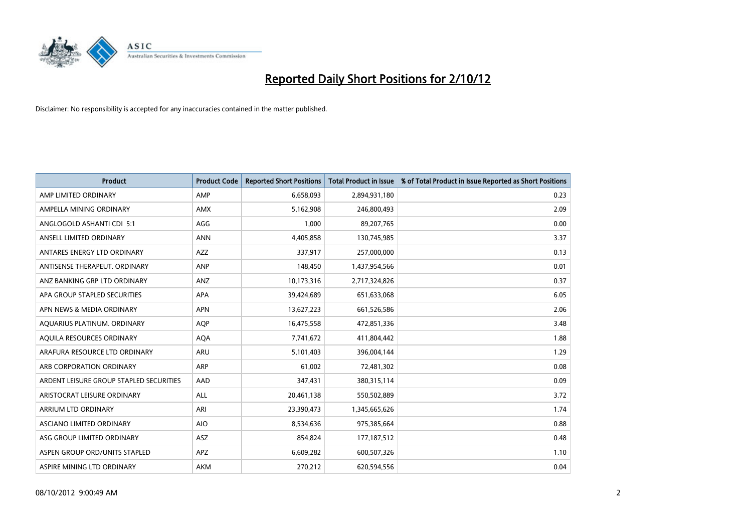# Reported Daily Short Positions for 2/10/12

Disclaimer: No responsibility is accepted for any inaccuracies contained in the matter published.

| Product | Product Code | Reported Short Positions | Total Product in Issue | % of Total Product in Issue Reported as Short Positions |
|---|---|---|---|---|
| AMP LIMITED ORDINARY | AMP | 6,658,093 | 2,894,931,180 | 0.23 |
| AMPELLA MINING ORDINARY | AMX | 5,162,908 | 246,800,493 | 2.09 |
| ANGLOGOLD ASHANTI CDI 5:1 | AGG | 1,000 | 89,207,765 | 0.00 |
| ANSELL LIMITED ORDINARY | ANN | 4,405,858 | 130,745,985 | 3.37 |
| ANTARES ENERGY LTD ORDINARY | AZZ | 337,917 | 257,000,000 | 0.13 |
| ANTISENSE THERAPEUT. ORDINARY | ANP | 148,450 | 1,437,954,566 | 0.01 |
| ANZ BANKING GRP LTD ORDINARY | ANZ | 10,173,316 | 2,717,324,826 | 0.37 |
| APA GROUP STAPLED SECURITIES | APA | 39,424,689 | 651,633,068 | 6.05 |
| APN NEWS & MEDIA ORDINARY | APN | 13,627,223 | 661,526,586 | 2.06 |
| AQUARIUS PLATINUM. ORDINARY | AQP | 16,475,558 | 472,851,336 | 3.48 |
| AQUILA RESOURCES ORDINARY | AQA | 7,741,672 | 411,804,442 | 1.88 |
| ARAFURA RESOURCE LTD ORDINARY | ARU | 5,101,403 | 396,004,144 | 1.29 |
| ARB CORPORATION ORDINARY | ARP | 61,002 | 72,481,302 | 0.08 |
| ARDENT LEISURE GROUP STAPLED SECURITIES | AAD | 347,431 | 380,315,114 | 0.09 |
| ARISTOCRAT LEISURE ORDINARY | ALL | 20,461,138 | 550,502,889 | 3.72 |
| ARRIUM LTD ORDINARY | ARI | 23,390,473 | 1,345,665,626 | 1.74 |
| ASCIANO LIMITED ORDINARY | AIO | 8,534,636 | 975,385,664 | 0.88 |
| ASG GROUP LIMITED ORDINARY | ASZ | 854,824 | 177,187,512 | 0.48 |
| ASPEN GROUP ORD/UNITS STAPLED | APZ | 6,609,282 | 600,507,326 | 1.10 |
| ASPIRE MINING LTD ORDINARY | AKM | 270,212 | 620,594,556 | 0.04 |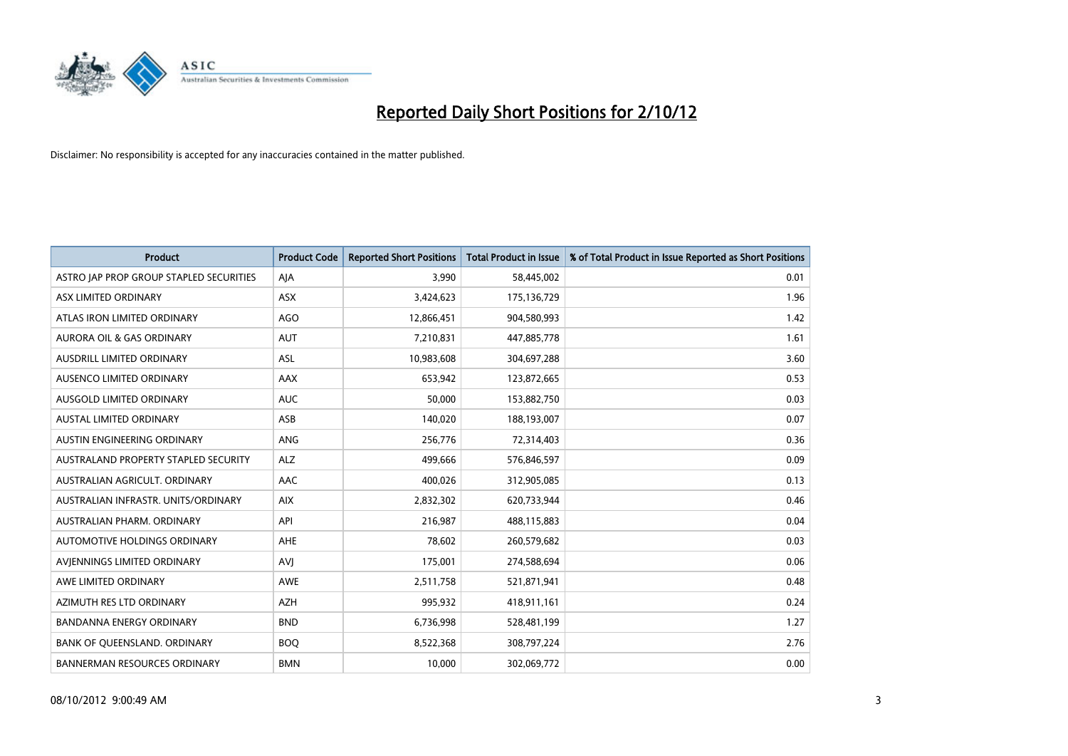# Reported Daily Short Positions for 2/10/12

Disclaimer: No responsibility is accepted for any inaccuracies contained in the matter published.

| Product | Product Code | Reported Short Positions | Total Product in Issue | % of Total Product in Issue Reported as Short Positions |
|---|---|---|---|---|
| ASTRO JAP PROP GROUP STAPLED SECURITIES | AJA | 3,990 | 58,445,002 | 0.01 |
| ASX LIMITED ORDINARY | ASX | 3,424,623 | 175,136,729 | 1.96 |
| ATLAS IRON LIMITED ORDINARY | AGO | 12,866,451 | 904,580,993 | 1.42 |
| AURORA OIL & GAS ORDINARY | AUT | 7,210,831 | 447,885,778 | 1.61 |
| AUSDRILL LIMITED ORDINARY | ASL | 10,983,608 | 304,697,288 | 3.60 |
| AUSENCO LIMITED ORDINARY | AAX | 653,942 | 123,872,665 | 0.53 |
| AUSGOLD LIMITED ORDINARY | AUC | 50,000 | 153,882,750 | 0.03 |
| AUSTAL LIMITED ORDINARY | ASB | 140,020 | 188,193,007 | 0.07 |
| AUSTIN ENGINEERING ORDINARY | ANG | 256,776 | 72,314,403 | 0.36 |
| AUSTRALAND PROPERTY STAPLED SECURITY | ALZ | 499,666 | 576,846,597 | 0.09 |
| AUSTRALIAN AGRICULT. ORDINARY | AAC | 400,026 | 312,905,085 | 0.13 |
| AUSTRALIAN INFRASTR. UNITS/ORDINARY | AIX | 2,832,302 | 620,733,944 | 0.46 |
| AUSTRALIAN PHARM. ORDINARY | API | 216,987 | 488,115,883 | 0.04 |
| AUTOMOTIVE HOLDINGS ORDINARY | AHE | 78,602 | 260,579,682 | 0.03 |
| AVJENNINGS LIMITED ORDINARY | AVJ | 175,001 | 274,588,694 | 0.06 |
| AWE LIMITED ORDINARY | AWE | 2,511,758 | 521,871,941 | 0.48 |
| AZIMUTH RES LTD ORDINARY | AZH | 995,932 | 418,911,161 | 0.24 |
| BANDANNA ENERGY ORDINARY | BND | 6,736,998 | 528,481,199 | 1.27 |
| BANK OF QUEENSLAND. ORDINARY | BOQ | 8,522,368 | 308,797,224 | 2.76 |
| BANNERMAN RESOURCES ORDINARY | BMN | 10,000 | 302,069,772 | 0.00 |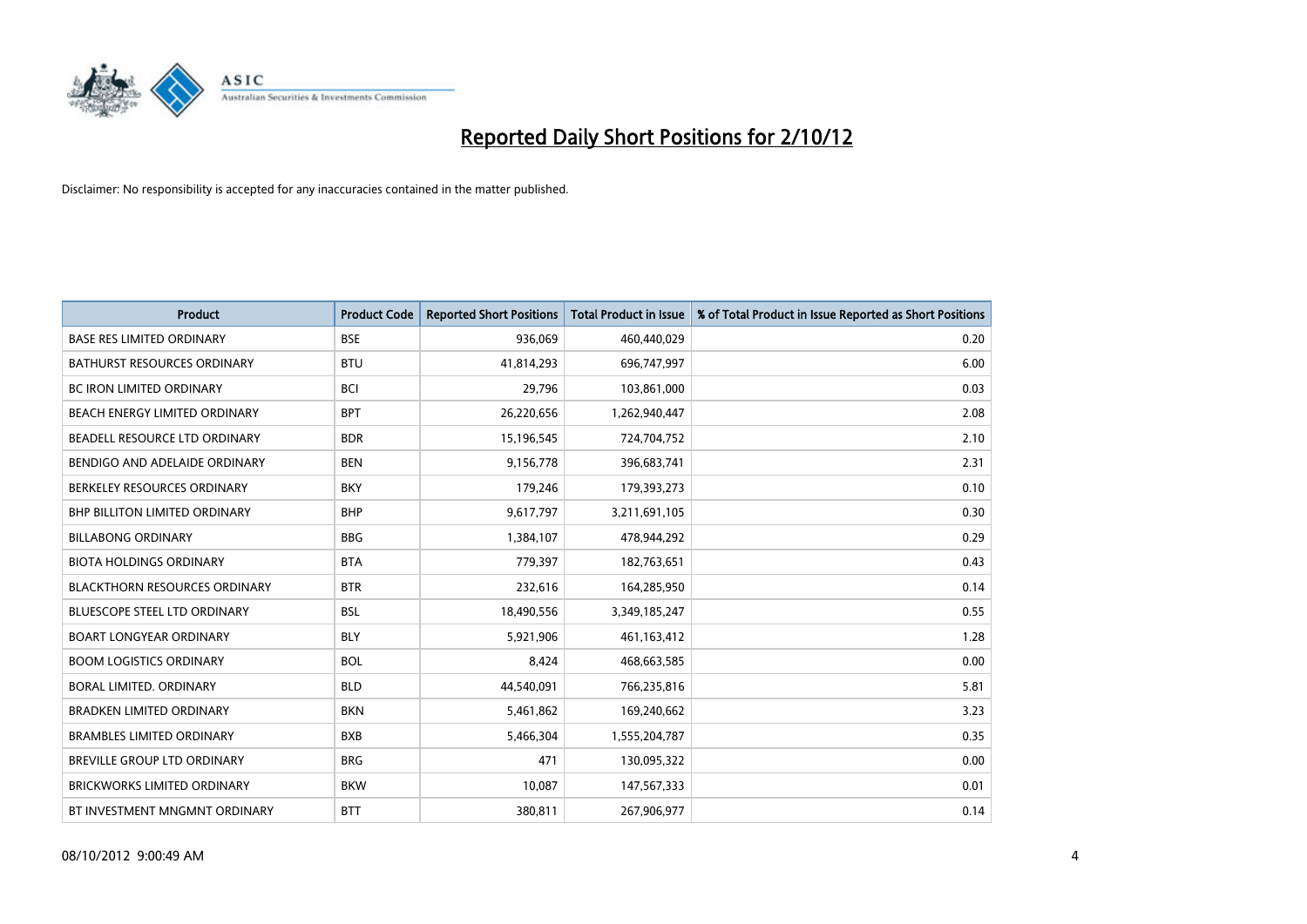# Reported Daily Short Positions for 2/10/12

Disclaimer: No responsibility is accepted for any inaccuracies contained in the matter published.

| Product | Product Code | Reported Short Positions | Total Product in Issue | % of Total Product in Issue Reported as Short Positions |
|---|---|---|---|---|
| BASE RES LIMITED ORDINARY | BSE | 936,069 | 460,440,029 | 0.20 |
| BATHURST RESOURCES ORDINARY | BTU | 41,814,293 | 696,747,997 | 6.00 |
| BC IRON LIMITED ORDINARY | BCI | 29,796 | 103,861,000 | 0.03 |
| BEACH ENERGY LIMITED ORDINARY | BPT | 26,220,656 | 1,262,940,447 | 2.08 |
| BEADELL RESOURCE LTD ORDINARY | BDR | 15,196,545 | 724,704,752 | 2.10 |
| BENDIGO AND ADELAIDE ORDINARY | BEN | 9,156,778 | 396,683,741 | 2.31 |
| BERKELEY RESOURCES ORDINARY | BKY | 179,246 | 179,393,273 | 0.10 |
| BHP BILLITON LIMITED ORDINARY | BHP | 9,617,797 | 3,211,691,105 | 0.30 |
| BILLABONG ORDINARY | BBG | 1,384,107 | 478,944,292 | 0.29 |
| BIOTA HOLDINGS ORDINARY | BTA | 779,397 | 182,763,651 | 0.43 |
| BLACKTHORN RESOURCES ORDINARY | BTR | 232,616 | 164,285,950 | 0.14 |
| BLUESCOPE STEEL LTD ORDINARY | BSL | 18,490,556 | 3,349,185,247 | 0.55 |
| BOART LONGYEAR ORDINARY | BLY | 5,921,906 | 461,163,412 | 1.28 |
| BOOM LOGISTICS ORDINARY | BOL | 8,424 | 468,663,585 | 0.00 |
| BORAL LIMITED. ORDINARY | BLD | 44,540,091 | 766,235,816 | 5.81 |
| BRADKEN LIMITED ORDINARY | BKN | 5,461,862 | 169,240,662 | 3.23 |
| BRAMBLES LIMITED ORDINARY | BXB | 5,466,304 | 1,555,204,787 | 0.35 |
| BREVILLE GROUP LTD ORDINARY | BRG | 471 | 130,095,322 | 0.00 |
| BRICKWORKS LIMITED ORDINARY | BKW | 10,087 | 147,567,333 | 0.01 |
| BT INVESTMENT MNGMNT ORDINARY | BTT | 380,811 | 267,906,977 | 0.14 |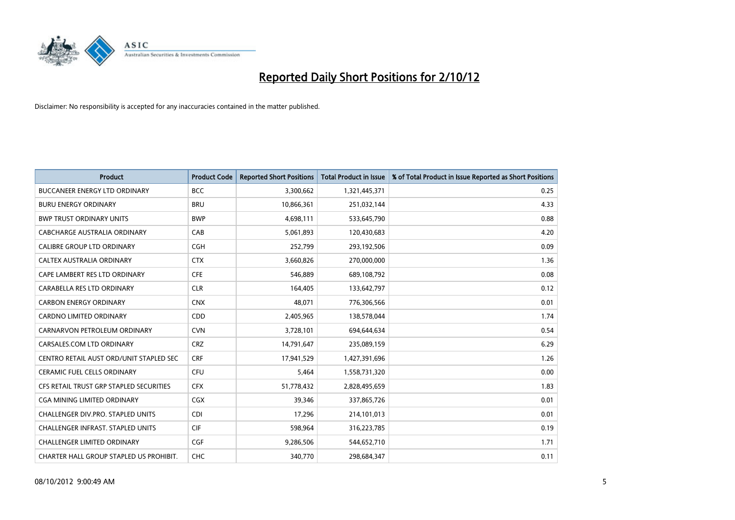# Reported Daily Short Positions for 2/10/12

Disclaimer: No responsibility is accepted for any inaccuracies contained in the matter published.

| Product | Product Code | Reported Short Positions | Total Product in Issue | % of Total Product in Issue Reported as Short Positions |
|---|---|---|---|---|
| BUCCANEER ENERGY LTD ORDINARY | BCC | 3,300,662 | 1,321,445,371 | 0.25 |
| BURU ENERGY ORDINARY | BRU | 10,866,361 | 251,032,144 | 4.33 |
| BWP TRUST ORDINARY UNITS | BWP | 4,698,111 | 533,645,790 | 0.88 |
| CABCHARGE AUSTRALIA ORDINARY | CAB | 5,061,893 | 120,430,683 | 4.20 |
| CALIBRE GROUP LTD ORDINARY | CGH | 252,799 | 293,192,506 | 0.09 |
| CALTEX AUSTRALIA ORDINARY | CTX | 3,660,826 | 270,000,000 | 1.36 |
| CAPE LAMBERT RES LTD ORDINARY | CFE | 546,889 | 689,108,792 | 0.08 |
| CARABELLA RES LTD ORDINARY | CLR | 164,405 | 133,642,797 | 0.12 |
| CARBON ENERGY ORDINARY | CNX | 48,071 | 776,306,566 | 0.01 |
| CARDNO LIMITED ORDINARY | CDD | 2,405,965 | 138,578,044 | 1.74 |
| CARNARVON PETROLEUM ORDINARY | CVN | 3,728,101 | 694,644,634 | 0.54 |
| CARSALES.COM LTD ORDINARY | CRZ | 14,791,647 | 235,089,159 | 6.29 |
| CENTRO RETAIL AUST ORD/UNIT STAPLED SEC | CRF | 17,941,529 | 1,427,391,696 | 1.26 |
| CERAMIC FUEL CELLS ORDINARY | CFU | 5,464 | 1,558,731,320 | 0.00 |
| CFS RETAIL TRUST GRP STAPLED SECURITIES | CFX | 51,778,432 | 2,828,495,659 | 1.83 |
| CGA MINING LIMITED ORDINARY | CGX | 39,346 | 337,865,726 | 0.01 |
| CHALLENGER DIV.PRO. STAPLED UNITS | CDI | 17,296 | 214,101,013 | 0.01 |
| CHALLENGER INFRAST. STAPLED UNITS | CIF | 598,964 | 316,223,785 | 0.19 |
| CHALLENGER LIMITED ORDINARY | CGF | 9,286,506 | 544,652,710 | 1.71 |
| CHARTER HALL GROUP STAPLED US PROHIBIT. | CHC | 340,770 | 298,684,347 | 0.11 |

08/10/2012 9:00:49 AM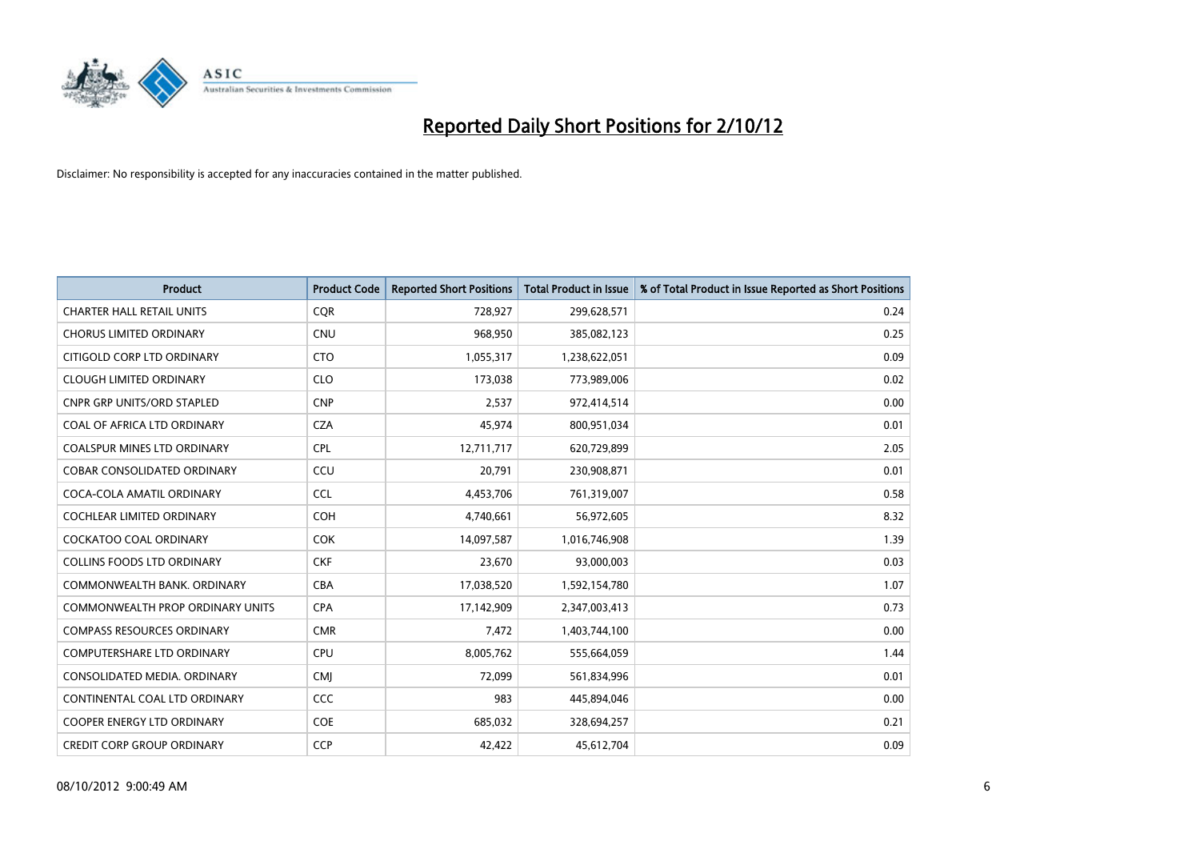# Reported Daily Short Positions for 2/10/12

Disclaimer: No responsibility is accepted for any inaccuracies contained in the matter published.

| Product | Product Code | Reported Short Positions | Total Product in Issue | % of Total Product in Issue Reported as Short Positions |
|---|---|---|---|---|
| CHARTER HALL RETAIL UNITS | CQR | 728,927 | 299,628,571 | 0.24 |
| CHORUS LIMITED ORDINARY | CNU | 968,950 | 385,082,123 | 0.25 |
| CITIGOLD CORP LTD ORDINARY | CTO | 1,055,317 | 1,238,622,051 | 0.09 |
| CLOUGH LIMITED ORDINARY | CLO | 173,038 | 773,989,006 | 0.02 |
| CNPR GRP UNITS/ORD STAPLED | CNP | 2,537 | 972,414,514 | 0.00 |
| COAL OF AFRICA LTD ORDINARY | CZA | 45,974 | 800,951,034 | 0.01 |
| COALSPUR MINES LTD ORDINARY | CPL | 12,711,717 | 620,729,899 | 2.05 |
| COBAR CONSOLIDATED ORDINARY | CCU | 20,791 | 230,908,871 | 0.01 |
| COCA-COLA AMATIL ORDINARY | CCL | 4,453,706 | 761,319,007 | 0.58 |
| COCHLEAR LIMITED ORDINARY | COH | 4,740,661 | 56,972,605 | 8.32 |
| COCKATOO COAL ORDINARY | COK | 14,097,587 | 1,016,746,908 | 1.39 |
| COLLINS FOODS LTD ORDINARY | CKF | 23,670 | 93,000,003 | 0.03 |
| COMMONWEALTH BANK. ORDINARY | CBA | 17,038,520 | 1,592,154,780 | 1.07 |
| COMMONWEALTH PROP ORDINARY UNITS | CPA | 17,142,909 | 2,347,003,413 | 0.73 |
| COMPASS RESOURCES ORDINARY | CMR | 7,472 | 1,403,744,100 | 0.00 |
| COMPUTERSHARE LTD ORDINARY | CPU | 8,005,762 | 555,664,059 | 1.44 |
| CONSOLIDATED MEDIA. ORDINARY | CMJ | 72,099 | 561,834,996 | 0.01 |
| CONTINENTAL COAL LTD ORDINARY | CCC | 983 | 445,894,046 | 0.00 |
| COOPER ENERGY LTD ORDINARY | COE | 685,032 | 328,694,257 | 0.21 |
| CREDIT CORP GROUP ORDINARY | CCP | 42,422 | 45,612,704 | 0.09 |

08/10/2012 9:00:49 AM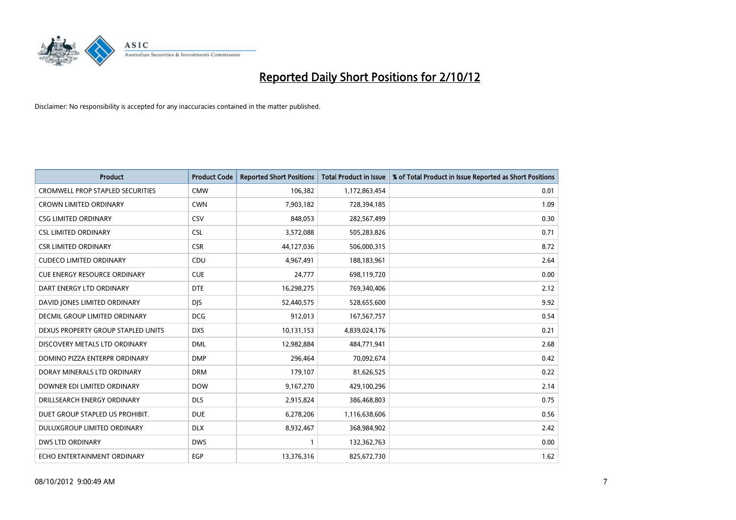# Reported Daily Short Positions for 2/10/12

Disclaimer: No responsibility is accepted for any inaccuracies contained in the matter published.

| Product | Product Code | Reported Short Positions | Total Product in Issue | % of Total Product in Issue Reported as Short Positions |
|---|---|---|---|---|
| CROMWELL PROP STAPLED SECURITIES | CMW | 106,382 | 1,172,863,454 | 0.01 |
| CROWN LIMITED ORDINARY | CWN | 7,903,182 | 728,394,185 | 1.09 |
| CSG LIMITED ORDINARY | CSV | 848,053 | 282,567,499 | 0.30 |
| CSL LIMITED ORDINARY | CSL | 3,572,088 | 505,283,826 | 0.71 |
| CSR LIMITED ORDINARY | CSR | 44,127,036 | 506,000,315 | 8.72 |
| CUDECO LIMITED ORDINARY | CDU | 4,967,491 | 188,183,961 | 2.64 |
| CUE ENERGY RESOURCE ORDINARY | CUE | 24,777 | 698,119,720 | 0.00 |
| DART ENERGY LTD ORDINARY | DTE | 16,298,275 | 769,340,406 | 2.12 |
| DAVID JONES LIMITED ORDINARY | DJS | 52,440,575 | 528,655,600 | 9.92 |
| DECMIL GROUP LIMITED ORDINARY | DCG | 912,013 | 167,567,757 | 0.54 |
| DEXUS PROPERTY GROUP STAPLED UNITS | DXS | 10,131,153 | 4,839,024,176 | 0.21 |
| DISCOVERY METALS LTD ORDINARY | DML | 12,982,884 | 484,771,941 | 2.68 |
| DOMINO PIZZA ENTERPR ORDINARY | DMP | 296,464 | 70,092,674 | 0.42 |
| DORAY MINERALS LTD ORDINARY | DRM | 179,107 | 81,626,525 | 0.22 |
| DOWNER EDI LIMITED ORDINARY | DOW | 9,167,270 | 429,100,296 | 2.14 |
| DRILLSEARCH ENERGY ORDINARY | DLS | 2,915,824 | 386,468,803 | 0.75 |
| DUET GROUP STAPLED US PROHIBIT. | DUE | 6,278,206 | 1,116,638,606 | 0.56 |
| DULUXGROUP LIMITED ORDINARY | DLX | 8,932,467 | 368,984,902 | 2.42 |
| DWS LTD ORDINARY | DWS | 1 | 132,362,763 | 0.00 |
| ECHO ENTERTAINMENT ORDINARY | EGP | 13,376,316 | 825,672,730 | 1.62 |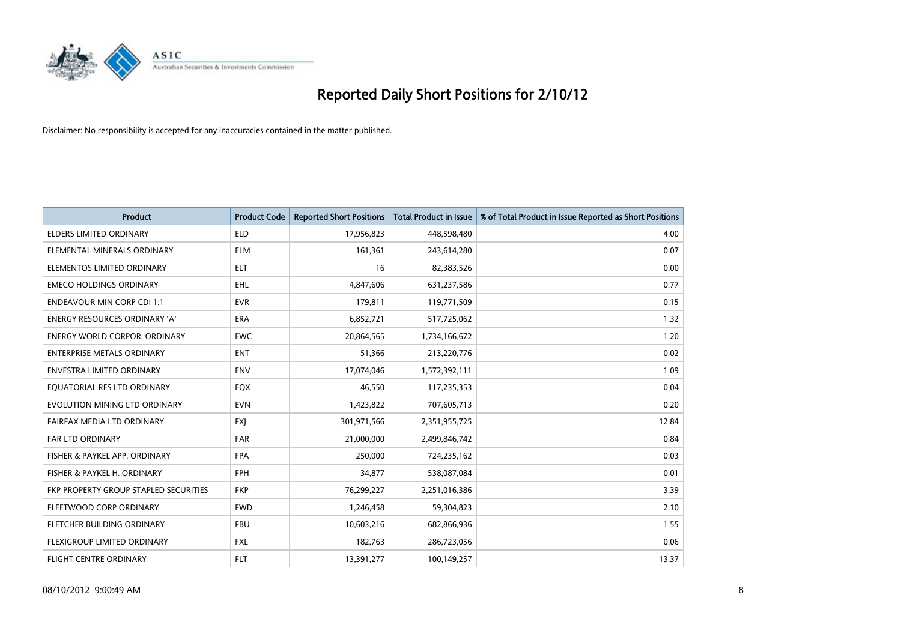# Reported Daily Short Positions for 2/10/12

Disclaimer: No responsibility is accepted for any inaccuracies contained in the matter published.

| Product | Product Code | Reported Short Positions | Total Product in Issue | % of Total Product in Issue Reported as Short Positions |
|---|---|---|---|---|
| ELDERS LIMITED ORDINARY | ELD | 17,956,823 | 448,598,480 | 4.00 |
| ELEMENTAL MINERALS ORDINARY | ELM | 161,361 | 243,614,280 | 0.07 |
| ELEMENTOS LIMITED ORDINARY | ELT | 16 | 82,383,526 | 0.00 |
| EMECO HOLDINGS ORDINARY | EHL | 4,847,606 | 631,237,586 | 0.77 |
| ENDEAVOUR MIN CORP CDI 1:1 | EVR | 179,811 | 119,771,509 | 0.15 |
| ENERGY RESOURCES ORDINARY 'A' | ERA | 6,852,721 | 517,725,062 | 1.32 |
| ENERGY WORLD CORPOR. ORDINARY | EWC | 20,864,565 | 1,734,166,672 | 1.20 |
| ENTERPRISE METALS ORDINARY | ENT | 51,366 | 213,220,776 | 0.02 |
| ENVESTRA LIMITED ORDINARY | ENV | 17,074,046 | 1,572,392,111 | 1.09 |
| EQUATORIAL RES LTD ORDINARY | EQX | 46,550 | 117,235,353 | 0.04 |
| EVOLUTION MINING LTD ORDINARY | EVN | 1,423,822 | 707,605,713 | 0.20 |
| FAIRFAX MEDIA LTD ORDINARY | FXJ | 301,971,566 | 2,351,955,725 | 12.84 |
| FAR LTD ORDINARY | FAR | 21,000,000 | 2,499,846,742 | 0.84 |
| FISHER & PAYKEL APP. ORDINARY | FPA | 250,000 | 724,235,162 | 0.03 |
| FISHER & PAYKEL H. ORDINARY | FPH | 34,877 | 538,087,084 | 0.01 |
| FKP PROPERTY GROUP STAPLED SECURITIES | FKP | 76,299,227 | 2,251,016,386 | 3.39 |
| FLEETWOOD CORP ORDINARY | FWD | 1,246,458 | 59,304,823 | 2.10 |
| FLETCHER BUILDING ORDINARY | FBU | 10,603,216 | 682,866,936 | 1.55 |
| FLEXIGROUP LIMITED ORDINARY | FXL | 182,763 | 286,723,056 | 0.06 |
| FLIGHT CENTRE ORDINARY | FLT | 13,391,277 | 100,149,257 | 13.37 |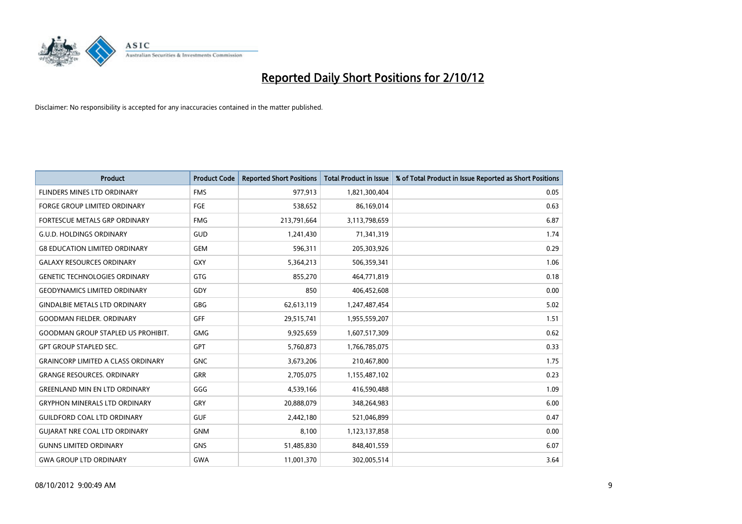# Reported Daily Short Positions for 2/10/12

Disclaimer: No responsibility is accepted for any inaccuracies contained in the matter published.

| Product | Product Code | Reported Short Positions | Total Product in Issue | % of Total Product in Issue Reported as Short Positions |
|---|---|---|---|---|
| FLINDERS MINES LTD ORDINARY | FMS | 977,913 | 1,821,300,404 | 0.05 |
| FORGE GROUP LIMITED ORDINARY | FGE | 538,652 | 86,169,014 | 0.63 |
| FORTESCUE METALS GRP ORDINARY | FMG | 213,791,664 | 3,113,798,659 | 6.87 |
| G.U.D. HOLDINGS ORDINARY | GUD | 1,241,430 | 71,341,319 | 1.74 |
| G8 EDUCATION LIMITED ORDINARY | GEM | 596,311 | 205,303,926 | 0.29 |
| GALAXY RESOURCES ORDINARY | GXY | 5,364,213 | 506,359,341 | 1.06 |
| GENETIC TECHNOLOGIES ORDINARY | GTG | 855,270 | 464,771,819 | 0.18 |
| GEODYNAMICS LIMITED ORDINARY | GDY | 850 | 406,452,608 | 0.00 |
| GINDALBIE METALS LTD ORDINARY | GBG | 62,613,119 | 1,247,487,454 | 5.02 |
| GOODMAN FIELDER. ORDINARY | GFF | 29,515,741 | 1,955,559,207 | 1.51 |
| GOODMAN GROUP STAPLED US PROHIBIT. | GMG | 9,925,659 | 1,607,517,309 | 0.62 |
| GPT GROUP STAPLED SEC. | GPT | 5,760,873 | 1,766,785,075 | 0.33 |
| GRAINCORP LIMITED A CLASS ORDINARY | GNC | 3,673,206 | 210,467,800 | 1.75 |
| GRANGE RESOURCES. ORDINARY | GRR | 2,705,075 | 1,155,487,102 | 0.23 |
| GREENLAND MIN EN LTD ORDINARY | GGG | 4,539,166 | 416,590,488 | 1.09 |
| GRYPHON MINERALS LTD ORDINARY | GRY | 20,888,079 | 348,264,983 | 6.00 |
| GUILDFORD COAL LTD ORDINARY | GUF | 2,442,180 | 521,046,899 | 0.47 |
| GUJARAT NRE COAL LTD ORDINARY | GNM | 8,100 | 1,123,137,858 | 0.00 |
| GUNNS LIMITED ORDINARY | GNS | 51,485,830 | 848,401,559 | 6.07 |
| GWA GROUP LTD ORDINARY | GWA | 11,001,370 | 302,005,514 | 3.64 |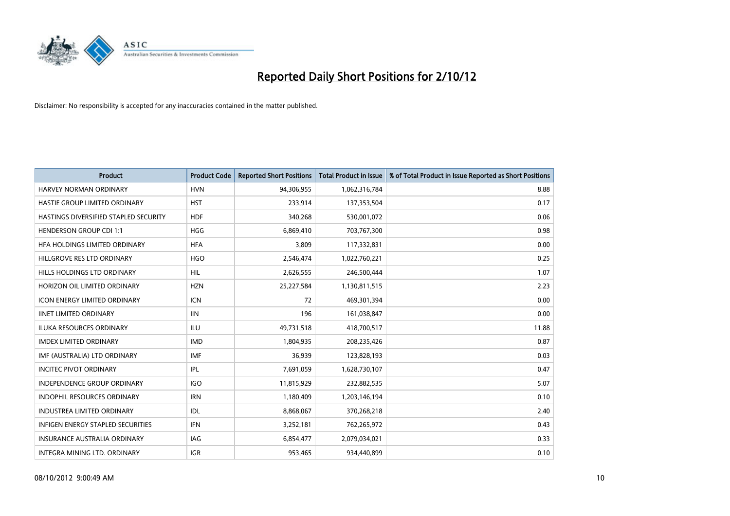# Reported Daily Short Positions for 2/10/12

Disclaimer: No responsibility is accepted for any inaccuracies contained in the matter published.

| Product | Product Code | Reported Short Positions | Total Product in Issue | % of Total Product in Issue Reported as Short Positions |
|---|---|---|---|---|
| HARVEY NORMAN ORDINARY | HVN | 94,306,955 | 1,062,316,784 | 8.88 |
| HASTIE GROUP LIMITED ORDINARY | HST | 233,914 | 137,353,504 | 0.17 |
| HASTINGS DIVERSIFIED STAPLED SECURITY | HDF | 340,268 | 530,001,072 | 0.06 |
| HENDERSON GROUP CDI 1:1 | HGG | 6,869,410 | 703,767,300 | 0.98 |
| HFA HOLDINGS LIMITED ORDINARY | HFA | 3,809 | 117,332,831 | 0.00 |
| HILLGROVE RES LTD ORDINARY | HGO | 2,546,474 | 1,022,760,221 | 0.25 |
| HILLS HOLDINGS LTD ORDINARY | HIL | 2,626,555 | 246,500,444 | 1.07 |
| HORIZON OIL LIMITED ORDINARY | HZN | 25,227,584 | 1,130,811,515 | 2.23 |
| ICON ENERGY LIMITED ORDINARY | ICN | 72 | 469,301,394 | 0.00 |
| IINET LIMITED ORDINARY | IIN | 196 | 161,038,847 | 0.00 |
| ILUKA RESOURCES ORDINARY | ILU | 49,731,518 | 418,700,517 | 11.88 |
| IMDEX LIMITED ORDINARY | IMD | 1,804,935 | 208,235,426 | 0.87 |
| IMF (AUSTRALIA) LTD ORDINARY | IMF | 36,939 | 123,828,193 | 0.03 |
| INCITEC PIVOT ORDINARY | IPL | 7,691,059 | 1,628,730,107 | 0.47 |
| INDEPENDENCE GROUP ORDINARY | IGO | 11,815,929 | 232,882,535 | 5.07 |
| INDOPHIL RESOURCES ORDINARY | IRN | 1,180,409 | 1,203,146,194 | 0.10 |
| INDUSTREA LIMITED ORDINARY | IDL | 8,868,067 | 370,268,218 | 2.40 |
| INFIGEN ENERGY STAPLED SECURITIES | IFN | 3,252,181 | 762,265,972 | 0.43 |
| INSURANCE AUSTRALIA ORDINARY | IAG | 6,854,477 | 2,079,034,021 | 0.33 |
| INTEGRA MINING LTD. ORDINARY | IGR | 953,465 | 934,440,899 | 0.10 |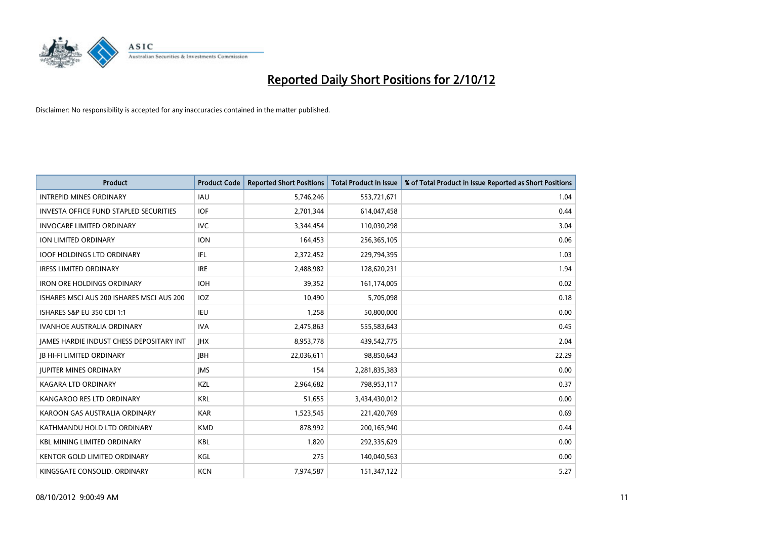# Reported Daily Short Positions for 2/10/12

Disclaimer: No responsibility is accepted for any inaccuracies contained in the matter published.

| Product | Product Code | Reported Short Positions | Total Product in Issue | % of Total Product in Issue Reported as Short Positions |
|---|---|---|---|---|
| INTREPID MINES ORDINARY | IAU | 5,746,246 | 553,721,671 | 1.04 |
| INVESTA OFFICE FUND STAPLED SECURITIES | IOF | 2,701,344 | 614,047,458 | 0.44 |
| INVOCARE LIMITED ORDINARY | IVC | 3,344,454 | 110,030,298 | 3.04 |
| ION LIMITED ORDINARY | ION | 164,453 | 256,365,105 | 0.06 |
| IOOF HOLDINGS LTD ORDINARY | IFL | 2,372,452 | 229,794,395 | 1.03 |
| IRESS LIMITED ORDINARY | IRE | 2,488,982 | 128,620,231 | 1.94 |
| IRON ORE HOLDINGS ORDINARY | IOH | 39,352 | 161,174,005 | 0.02 |
| ISHARES MSCI AUS 200 ISHARES MSCI AUS 200 | IOZ | 10,490 | 5,705,098 | 0.18 |
| ISHARES S&P EU 350 CDI 1:1 | IEU | 1,258 | 50,800,000 | 0.00 |
| IVANHOE AUSTRALIA ORDINARY | IVA | 2,475,863 | 555,583,643 | 0.45 |
| JAMES HARDIE INDUST CHESS DEPOSITARY INT | JHX | 8,953,778 | 439,542,775 | 2.04 |
| JB HI-FI LIMITED ORDINARY | JBH | 22,036,611 | 98,850,643 | 22.29 |
| JUPITER MINES ORDINARY | JMS | 154 | 2,281,835,383 | 0.00 |
| KAGARA LTD ORDINARY | KZL | 2,964,682 | 798,953,117 | 0.37 |
| KANGAROO RES LTD ORDINARY | KRL | 51,655 | 3,434,430,012 | 0.00 |
| KAROON GAS AUSTRALIA ORDINARY | KAR | 1,523,545 | 221,420,769 | 0.69 |
| KATHMANDU HOLD LTD ORDINARY | KMD | 878,992 | 200,165,940 | 0.44 |
| KBL MINING LIMITED ORDINARY | KBL | 1,820 | 292,335,629 | 0.00 |
| KENTOR GOLD LIMITED ORDINARY | KGL | 275 | 140,040,563 | 0.00 |
| KINGSGATE CONSOLID. ORDINARY | KCN | 7,974,587 | 151,347,122 | 5.27 |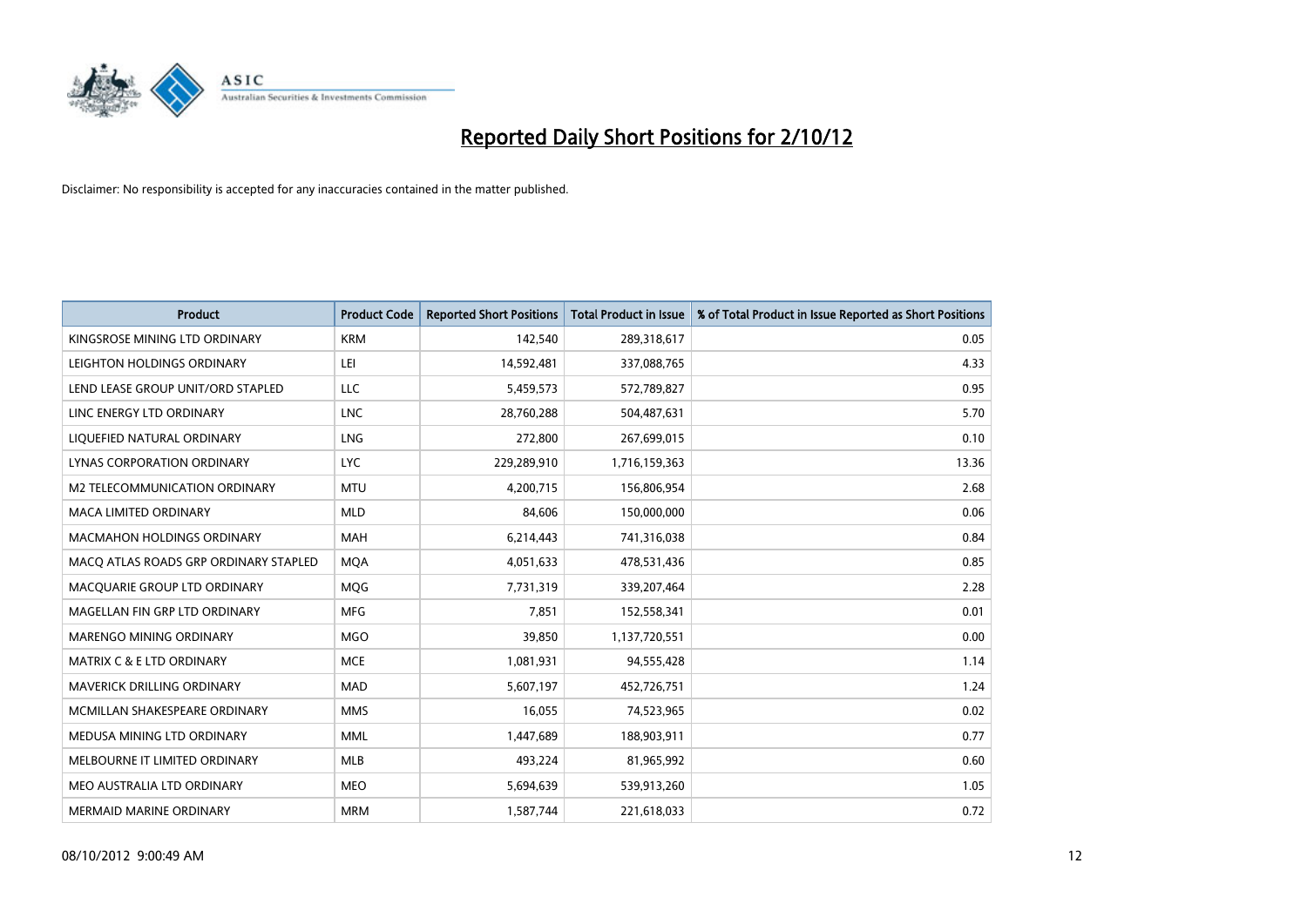# Reported Daily Short Positions for 2/10/12

Disclaimer: No responsibility is accepted for any inaccuracies contained in the matter published.

| Product | Product Code | Reported Short Positions | Total Product in Issue | % of Total Product in Issue Reported as Short Positions |
|---|---|---|---|---|
| KINGSROSE MINING LTD ORDINARY | KRM | 142,540 | 289,318,617 | 0.05 |
| LEIGHTON HOLDINGS ORDINARY | LEI | 14,592,481 | 337,088,765 | 4.33 |
| LEND LEASE GROUP UNIT/ORD STAPLED | LLC | 5,459,573 | 572,789,827 | 0.95 |
| LINC ENERGY LTD ORDINARY | LNC | 28,760,288 | 504,487,631 | 5.70 |
| LIQUEFIED NATURAL ORDINARY | LNG | 272,800 | 267,699,015 | 0.10 |
| LYNAS CORPORATION ORDINARY | LYC | 229,289,910 | 1,716,159,363 | 13.36 |
| M2 TELECOMMUNICATION ORDINARY | MTU | 4,200,715 | 156,806,954 | 2.68 |
| MACA LIMITED ORDINARY | MLD | 84,606 | 150,000,000 | 0.06 |
| MACMAHON HOLDINGS ORDINARY | MAH | 6,214,443 | 741,316,038 | 0.84 |
| MACQ ATLAS ROADS GRP ORDINARY STAPLED | MQA | 4,051,633 | 478,531,436 | 0.85 |
| MACQUARIE GROUP LTD ORDINARY | MQG | 7,731,319 | 339,207,464 | 2.28 |
| MAGELLAN FIN GRP LTD ORDINARY | MFG | 7,851 | 152,558,341 | 0.01 |
| MARENGO MINING ORDINARY | MGO | 39,850 | 1,137,720,551 | 0.00 |
| MATRIX C & E LTD ORDINARY | MCE | 1,081,931 | 94,555,428 | 1.14 |
| MAVERICK DRILLING ORDINARY | MAD | 5,607,197 | 452,726,751 | 1.24 |
| MCMILLAN SHAKESPEARE ORDINARY | MMS | 16,055 | 74,523,965 | 0.02 |
| MEDUSA MINING LTD ORDINARY | MML | 1,447,689 | 188,903,911 | 0.77 |
| MELBOURNE IT LIMITED ORDINARY | MLB | 493,224 | 81,965,992 | 0.60 |
| MEO AUSTRALIA LTD ORDINARY | MEO | 5,694,639 | 539,913,260 | 1.05 |
| MERMAID MARINE ORDINARY | MRM | 1,587,744 | 221,618,033 | 0.72 |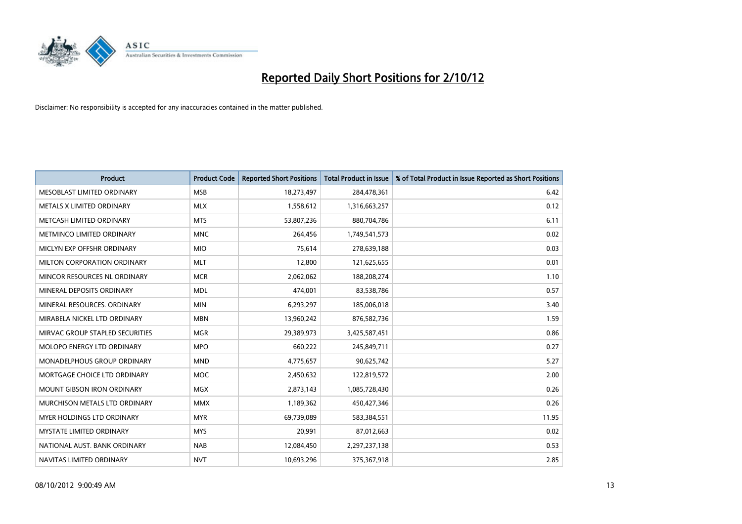# Reported Daily Short Positions for 2/10/12

Disclaimer: No responsibility is accepted for any inaccuracies contained in the matter published.

| Product | Product Code | Reported Short Positions | Total Product in Issue | % of Total Product in Issue Reported as Short Positions |
|---|---|---|---|---|
| MESOBLAST LIMITED ORDINARY | MSB | 18,273,497 | 284,478,361 | 6.42 |
| METALS X LIMITED ORDINARY | MLX | 1,558,612 | 1,316,663,257 | 0.12 |
| METCASH LIMITED ORDINARY | MTS | 53,807,236 | 880,704,786 | 6.11 |
| METMINCO LIMITED ORDINARY | MNC | 264,456 | 1,749,541,573 | 0.02 |
| MICLYN EXP OFFSHR ORDINARY | MIO | 75,614 | 278,639,188 | 0.03 |
| MILTON CORPORATION ORDINARY | MLT | 12,800 | 121,625,655 | 0.01 |
| MINCOR RESOURCES NL ORDINARY | MCR | 2,062,062 | 188,208,274 | 1.10 |
| MINERAL DEPOSITS ORDINARY | MDL | 474,001 | 83,538,786 | 0.57 |
| MINERAL RESOURCES. ORDINARY | MIN | 6,293,297 | 185,006,018 | 3.40 |
| MIRABELA NICKEL LTD ORDINARY | MBN | 13,960,242 | 876,582,736 | 1.59 |
| MIRVAC GROUP STAPLED SECURITIES | MGR | 29,389,973 | 3,425,587,451 | 0.86 |
| MOLOPO ENERGY LTD ORDINARY | MPO | 660,222 | 245,849,711 | 0.27 |
| MONADELPHOUS GROUP ORDINARY | MND | 4,775,657 | 90,625,742 | 5.27 |
| MORTGAGE CHOICE LTD ORDINARY | MOC | 2,450,632 | 122,819,572 | 2.00 |
| MOUNT GIBSON IRON ORDINARY | MGX | 2,873,143 | 1,085,728,430 | 0.26 |
| MURCHISON METALS LTD ORDINARY | MMX | 1,189,362 | 450,427,346 | 0.26 |
| MYER HOLDINGS LTD ORDINARY | MYR | 69,739,089 | 583,384,551 | 11.95 |
| MYSTATE LIMITED ORDINARY | MYS | 20,991 | 87,012,663 | 0.02 |
| NATIONAL AUST. BANK ORDINARY | NAB | 12,084,450 | 2,297,237,138 | 0.53 |
| NAVITAS LIMITED ORDINARY | NVT | 10,693,296 | 375,367,918 | 2.85 |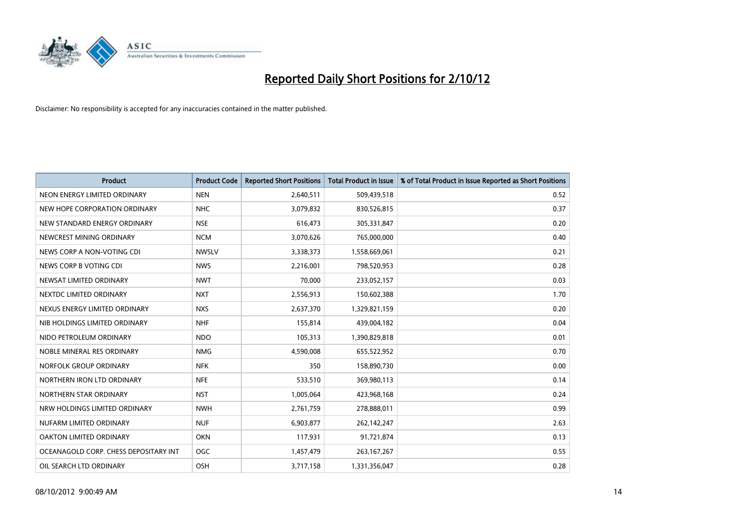# Reported Daily Short Positions for 2/10/12

Disclaimer: No responsibility is accepted for any inaccuracies contained in the matter published.

| Product | Product Code | Reported Short Positions | Total Product in Issue | % of Total Product in Issue Reported as Short Positions |
|---|---|---|---|---|
| NEON ENERGY LIMITED ORDINARY | NEN | 2,640,511 | 509,439,518 | 0.52 |
| NEW HOPE CORPORATION ORDINARY | NHC | 3,079,832 | 830,526,815 | 0.37 |
| NEW STANDARD ENERGY ORDINARY | NSE | 616,473 | 305,331,847 | 0.20 |
| NEWCREST MINING ORDINARY | NCM | 3,070,626 | 765,000,000 | 0.40 |
| NEWS CORP A NON-VOTING CDI | NWSLV | 3,338,373 | 1,558,669,061 | 0.21 |
| NEWS CORP B VOTING CDI | NWS | 2,216,001 | 798,520,953 | 0.28 |
| NEWSAT LIMITED ORDINARY | NWT | 70,000 | 233,052,157 | 0.03 |
| NEXTDC LIMITED ORDINARY | NXT | 2,556,913 | 150,602,388 | 1.70 |
| NEXUS ENERGY LIMITED ORDINARY | NXS | 2,637,370 | 1,329,821,159 | 0.20 |
| NIB HOLDINGS LIMITED ORDINARY | NHF | 155,814 | 439,004,182 | 0.04 |
| NIDO PETROLEUM ORDINARY | NDO | 105,313 | 1,390,829,818 | 0.01 |
| NOBLE MINERAL RES ORDINARY | NMG | 4,590,008 | 655,522,952 | 0.70 |
| NORFOLK GROUP ORDINARY | NFK | 350 | 158,890,730 | 0.00 |
| NORTHERN IRON LTD ORDINARY | NFE | 533,510 | 369,980,113 | 0.14 |
| NORTHERN STAR ORDINARY | NST | 1,005,064 | 423,968,168 | 0.24 |
| NRW HOLDINGS LIMITED ORDINARY | NWH | 2,761,759 | 278,888,011 | 0.99 |
| NUFARM LIMITED ORDINARY | NUF | 6,903,877 | 262,142,247 | 2.63 |
| OAKTON LIMITED ORDINARY | OKN | 117,931 | 91,721,874 | 0.13 |
| OCEANAGOLD CORP. CHESS DEPOSITARY INT | OGC | 1,457,479 | 263,167,267 | 0.55 |
| OIL SEARCH LTD ORDINARY | OSH | 3,717,158 | 1,331,356,047 | 0.28 |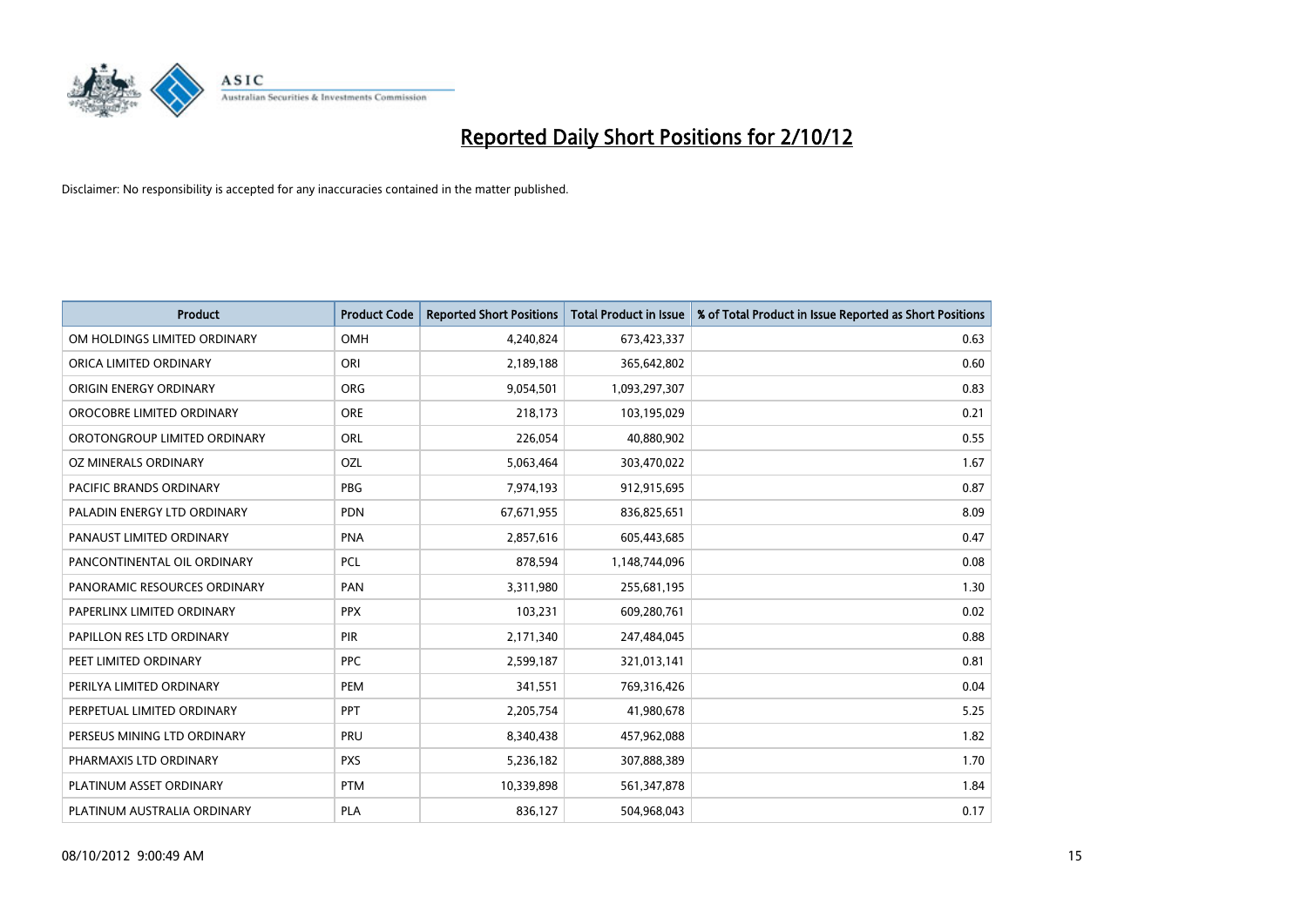# Reported Daily Short Positions for 2/10/12

Disclaimer: No responsibility is accepted for any inaccuracies contained in the matter published.

| Product | Product Code | Reported Short Positions | Total Product in Issue | % of Total Product in Issue Reported as Short Positions |
|---|---|---|---|---|
| OM HOLDINGS LIMITED ORDINARY | OMH | 4,240,824 | 673,423,337 | 0.63 |
| ORICA LIMITED ORDINARY | ORI | 2,189,188 | 365,642,802 | 0.60 |
| ORIGIN ENERGY ORDINARY | ORG | 9,054,501 | 1,093,297,307 | 0.83 |
| OROCOBRE LIMITED ORDINARY | ORE | 218,173 | 103,195,029 | 0.21 |
| OROTONGROUP LIMITED ORDINARY | ORL | 226,054 | 40,880,902 | 0.55 |
| OZ MINERALS ORDINARY | OZL | 5,063,464 | 303,470,022 | 1.67 |
| PACIFIC BRANDS ORDINARY | PBG | 7,974,193 | 912,915,695 | 0.87 |
| PALADIN ENERGY LTD ORDINARY | PDN | 67,671,955 | 836,825,651 | 8.09 |
| PANAUST LIMITED ORDINARY | PNA | 2,857,616 | 605,443,685 | 0.47 |
| PANCONTINENTAL OIL ORDINARY | PCL | 878,594 | 1,148,744,096 | 0.08 |
| PANORAMIC RESOURCES ORDINARY | PAN | 3,311,980 | 255,681,195 | 1.30 |
| PAPERLINX LIMITED ORDINARY | PPX | 103,231 | 609,280,761 | 0.02 |
| PAPILLON RES LTD ORDINARY | PIR | 2,171,340 | 247,484,045 | 0.88 |
| PEET LIMITED ORDINARY | PPC | 2,599,187 | 321,013,141 | 0.81 |
| PERILYA LIMITED ORDINARY | PEM | 341,551 | 769,316,426 | 0.04 |
| PERPETUAL LIMITED ORDINARY | PPT | 2,205,754 | 41,980,678 | 5.25 |
| PERSEUS MINING LTD ORDINARY | PRU | 8,340,438 | 457,962,088 | 1.82 |
| PHARMAXIS LTD ORDINARY | PXS | 5,236,182 | 307,888,389 | 1.70 |
| PLATINUM ASSET ORDINARY | PTM | 10,339,898 | 561,347,878 | 1.84 |
| PLATINUM AUSTRALIA ORDINARY | PLA | 836,127 | 504,968,043 | 0.17 |

08/10/2012 9:00:49 AM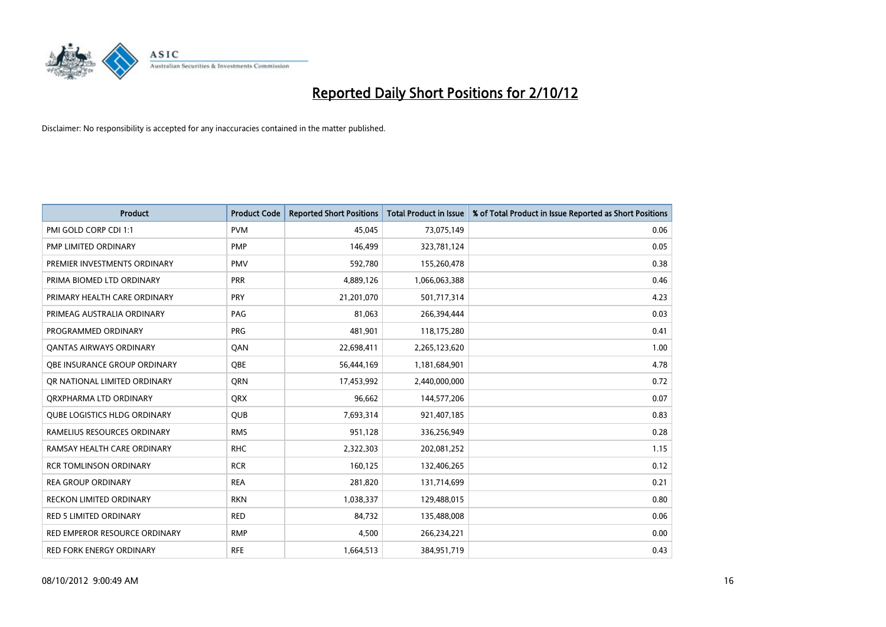# Reported Daily Short Positions for 2/10/12

Disclaimer: No responsibility is accepted for any inaccuracies contained in the matter published.

| Product | Product Code | Reported Short Positions | Total Product in Issue | % of Total Product in Issue Reported as Short Positions |
|---|---|---|---|---|
| PMI GOLD CORP CDI 1:1 | PVM | 45,045 | 73,075,149 | 0.06 |
| PMP LIMITED ORDINARY | PMP | 146,499 | 323,781,124 | 0.05 |
| PREMIER INVESTMENTS ORDINARY | PMV | 592,780 | 155,260,478 | 0.38 |
| PRIMA BIOMED LTD ORDINARY | PRR | 4,889,126 | 1,066,063,388 | 0.46 |
| PRIMARY HEALTH CARE ORDINARY | PRY | 21,201,070 | 501,717,314 | 4.23 |
| PRIMEAG AUSTRALIA ORDINARY | PAG | 81,063 | 266,394,444 | 0.03 |
| PROGRAMMED ORDINARY | PRG | 481,901 | 118,175,280 | 0.41 |
| QANTAS AIRWAYS ORDINARY | QAN | 22,698,411 | 2,265,123,620 | 1.00 |
| QBE INSURANCE GROUP ORDINARY | QBE | 56,444,169 | 1,181,684,901 | 4.78 |
| QR NATIONAL LIMITED ORDINARY | QRN | 17,453,992 | 2,440,000,000 | 0.72 |
| QRXPHARMA LTD ORDINARY | QRX | 96,662 | 144,577,206 | 0.07 |
| QUBE LOGISTICS HLDG ORDINARY | QUB | 7,693,314 | 921,407,185 | 0.83 |
| RAMELIUS RESOURCES ORDINARY | RMS | 951,128 | 336,256,949 | 0.28 |
| RAMSAY HEALTH CARE ORDINARY | RHC | 2,322,303 | 202,081,252 | 1.15 |
| RCR TOMLINSON ORDINARY | RCR | 160,125 | 132,406,265 | 0.12 |
| REA GROUP ORDINARY | REA | 281,820 | 131,714,699 | 0.21 |
| RECKON LIMITED ORDINARY | RKN | 1,038,337 | 129,488,015 | 0.80 |
| RED 5 LIMITED ORDINARY | RED | 84,732 | 135,488,008 | 0.06 |
| RED EMPEROR RESOURCE ORDINARY | RMP | 4,500 | 266,234,221 | 0.00 |
| RED FORK ENERGY ORDINARY | RFE | 1,664,513 | 384,951,719 | 0.43 |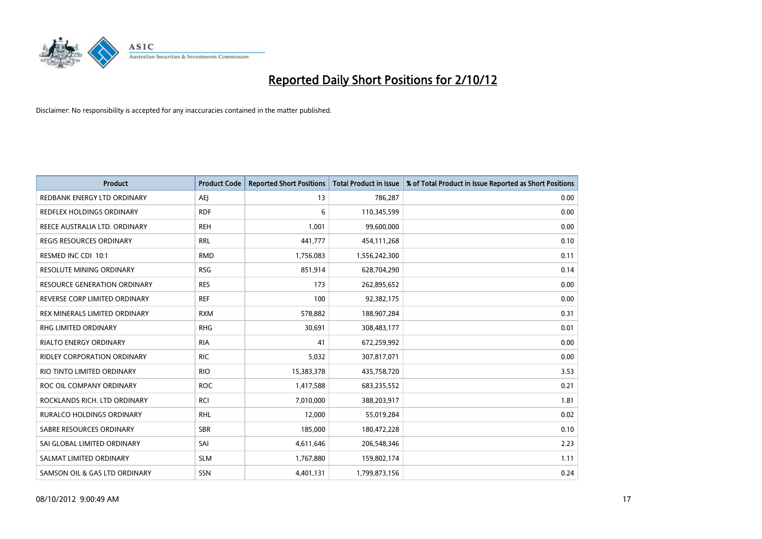# Reported Daily Short Positions for 2/10/12

Disclaimer: No responsibility is accepted for any inaccuracies contained in the matter published.

| Product | Product Code | Reported Short Positions | Total Product in Issue | % of Total Product in Issue Reported as Short Positions |
|---|---|---|---|---|
| REDBANK ENERGY LTD ORDINARY | AEJ | 13 | 786,287 | 0.00 |
| REDFLEX HOLDINGS ORDINARY | RDF | 6 | 110,345,599 | 0.00 |
| REECE AUSTRALIA LTD. ORDINARY | REH | 1,001 | 99,600,000 | 0.00 |
| REGIS RESOURCES ORDINARY | RRL | 441,777 | 454,111,268 | 0.10 |
| RESMED INC CDI 10:1 | RMD | 1,756,083 | 1,556,242,300 | 0.11 |
| RESOLUTE MINING ORDINARY | RSG | 851,914 | 628,704,290 | 0.14 |
| RESOURCE GENERATION ORDINARY | RES | 173 | 262,895,652 | 0.00 |
| REVERSE CORP LIMITED ORDINARY | REF | 100 | 92,382,175 | 0.00 |
| REX MINERALS LIMITED ORDINARY | RXM | 578,882 | 188,907,284 | 0.31 |
| RHG LIMITED ORDINARY | RHG | 30,691 | 308,483,177 | 0.01 |
| RIALTO ENERGY ORDINARY | RIA | 41 | 672,259,992 | 0.00 |
| RIDLEY CORPORATION ORDINARY | RIC | 5,032 | 307,817,071 | 0.00 |
| RIO TINTO LIMITED ORDINARY | RIO | 15,383,378 | 435,758,720 | 3.53 |
| ROC OIL COMPANY ORDINARY | ROC | 1,417,588 | 683,235,552 | 0.21 |
| ROCKLANDS RICH. LTD ORDINARY | RCI | 7,010,000 | 388,203,917 | 1.81 |
| RURALCO HOLDINGS ORDINARY | RHL | 12,000 | 55,019,284 | 0.02 |
| SABRE RESOURCES ORDINARY | SBR | 185,000 | 180,472,228 | 0.10 |
| SAI GLOBAL LIMITED ORDINARY | SAI | 4,611,646 | 206,548,346 | 2.23 |
| SALMAT LIMITED ORDINARY | SLM | 1,767,880 | 159,802,174 | 1.11 |
| SAMSON OIL & GAS LTD ORDINARY | SSN | 4,401,131 | 1,799,873,156 | 0.24 |

08/10/2012 9:00:49 AM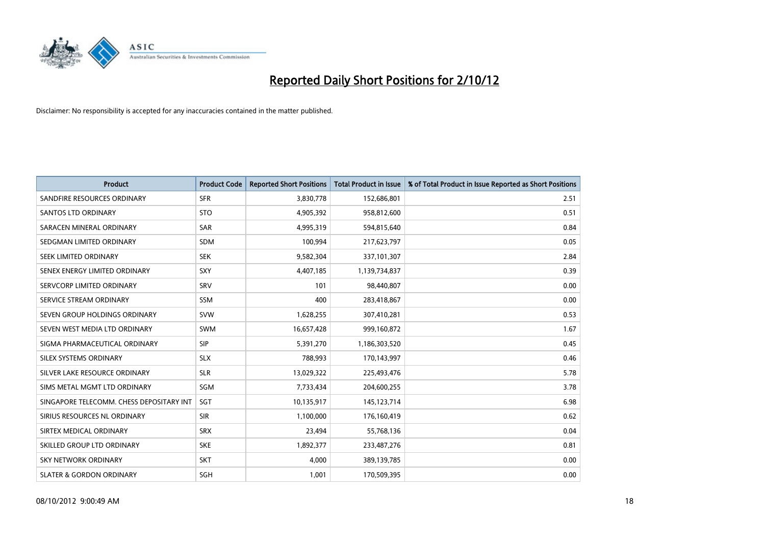# Reported Daily Short Positions for 2/10/12

Disclaimer: No responsibility is accepted for any inaccuracies contained in the matter published.

| Product | Product Code | Reported Short Positions | Total Product in Issue | % of Total Product in Issue Reported as Short Positions |
|---|---|---|---|---|
| SANDFIRE RESOURCES ORDINARY | SFR | 3,830,778 | 152,686,801 | 2.51 |
| SANTOS LTD ORDINARY | STO | 4,905,392 | 958,812,600 | 0.51 |
| SARACEN MINERAL ORDINARY | SAR | 4,995,319 | 594,815,640 | 0.84 |
| SEDGMAN LIMITED ORDINARY | SDM | 100,994 | 217,623,797 | 0.05 |
| SEEK LIMITED ORDINARY | SEK | 9,582,304 | 337,101,307 | 2.84 |
| SENEX ENERGY LIMITED ORDINARY | SXY | 4,407,185 | 1,139,734,837 | 0.39 |
| SERVCORP LIMITED ORDINARY | SRV | 101 | 98,440,807 | 0.00 |
| SERVICE STREAM ORDINARY | SSM | 400 | 283,418,867 | 0.00 |
| SEVEN GROUP HOLDINGS ORDINARY | SVW | 1,628,255 | 307,410,281 | 0.53 |
| SEVEN WEST MEDIA LTD ORDINARY | SWM | 16,657,428 | 999,160,872 | 1.67 |
| SIGMA PHARMACEUTICAL ORDINARY | SIP | 5,391,270 | 1,186,303,520 | 0.45 |
| SILEX SYSTEMS ORDINARY | SLX | 788,993 | 170,143,997 | 0.46 |
| SILVER LAKE RESOURCE ORDINARY | SLR | 13,029,322 | 225,493,476 | 5.78 |
| SIMS METAL MGMT LTD ORDINARY | SGM | 7,733,434 | 204,600,255 | 3.78 |
| SINGAPORE TELECOMM. CHESS DEPOSITARY INT | SGT | 10,135,917 | 145,123,714 | 6.98 |
| SIRIUS RESOURCES NL ORDINARY | SIR | 1,100,000 | 176,160,419 | 0.62 |
| SIRTEX MEDICAL ORDINARY | SRX | 23,494 | 55,768,136 | 0.04 |
| SKILLED GROUP LTD ORDINARY | SKE | 1,892,377 | 233,487,276 | 0.81 |
| SKY NETWORK ORDINARY | SKT | 4,000 | 389,139,785 | 0.00 |
| SLATER & GORDON ORDINARY | SGH | 1,001 | 170,509,395 | 0.00 |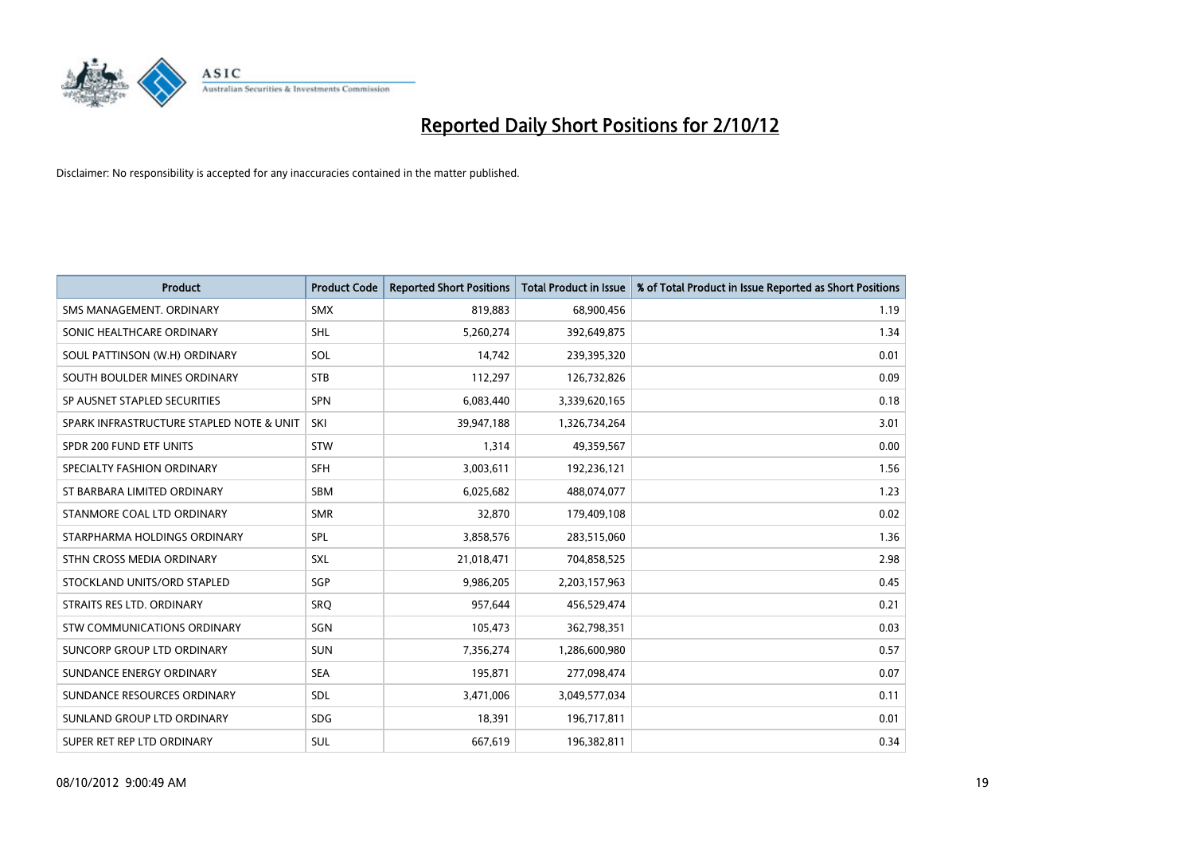# Reported Daily Short Positions for 2/10/12

Disclaimer: No responsibility is accepted for any inaccuracies contained in the matter published.

| Product | Product Code | Reported Short Positions | Total Product in Issue | % of Total Product in Issue Reported as Short Positions |
|---|---|---|---|---|
| SMS MANAGEMENT. ORDINARY | SMX | 819,883 | 68,900,456 | 1.19 |
| SONIC HEALTHCARE ORDINARY | SHL | 5,260,274 | 392,649,875 | 1.34 |
| SOUL PATTINSON (W.H) ORDINARY | SOL | 14,742 | 239,395,320 | 0.01 |
| SOUTH BOULDER MINES ORDINARY | STB | 112,297 | 126,732,826 | 0.09 |
| SP AUSNET STAPLED SECURITIES | SPN | 6,083,440 | 3,339,620,165 | 0.18 |
| SPARK INFRASTRUCTURE STAPLED NOTE & UNIT | SKI | 39,947,188 | 1,326,734,264 | 3.01 |
| SPDR 200 FUND ETF UNITS | STW | 1,314 | 49,359,567 | 0.00 |
| SPECIALTY FASHION ORDINARY | SFH | 3,003,611 | 192,236,121 | 1.56 |
| ST BARBARA LIMITED ORDINARY | SBM | 6,025,682 | 488,074,077 | 1.23 |
| STANMORE COAL LTD ORDINARY | SMR | 32,870 | 179,409,108 | 0.02 |
| STARPHARMA HOLDINGS ORDINARY | SPL | 3,858,576 | 283,515,060 | 1.36 |
| STHN CROSS MEDIA ORDINARY | SXL | 21,018,471 | 704,858,525 | 2.98 |
| STOCKLAND UNITS/ORD STAPLED | SGP | 9,986,205 | 2,203,157,963 | 0.45 |
| STRAITS RES LTD. ORDINARY | SRQ | 957,644 | 456,529,474 | 0.21 |
| STW COMMUNICATIONS ORDINARY | SGN | 105,473 | 362,798,351 | 0.03 |
| SUNCORP GROUP LTD ORDINARY | SUN | 7,356,274 | 1,286,600,980 | 0.57 |
| SUNDANCE ENERGY ORDINARY | SEA | 195,871 | 277,098,474 | 0.07 |
| SUNDANCE RESOURCES ORDINARY | SDL | 3,471,006 | 3,049,577,034 | 0.11 |
| SUNLAND GROUP LTD ORDINARY | SDG | 18,391 | 196,717,811 | 0.01 |
| SUPER RET REP LTD ORDINARY | SUL | 667,619 | 196,382,811 | 0.34 |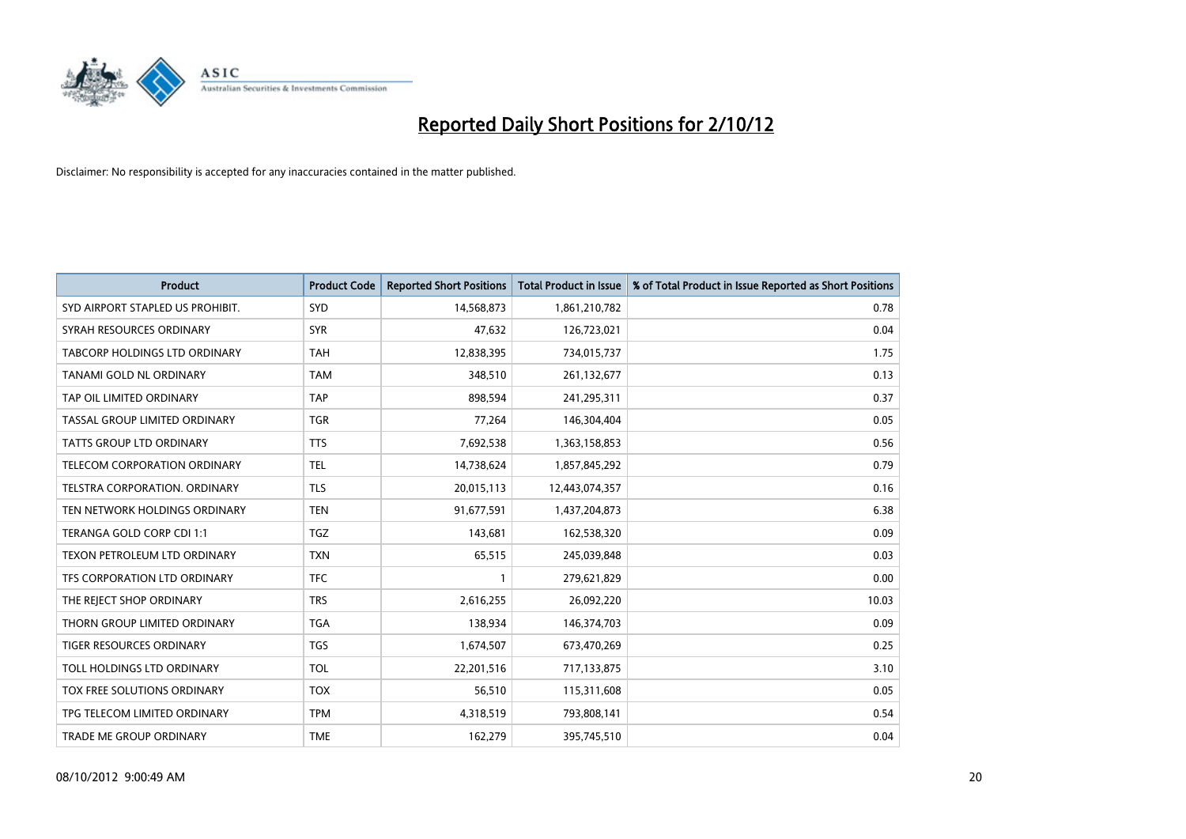# Reported Daily Short Positions for 2/10/12

Disclaimer: No responsibility is accepted for any inaccuracies contained in the matter published.

| Product | Product Code | Reported Short Positions | Total Product in Issue | % of Total Product in Issue Reported as Short Positions |
|---|---|---|---|---|
| SYD AIRPORT STAPLED US PROHIBIT. | SYD | 14,568,873 | 1,861,210,782 | 0.78 |
| SYRAH RESOURCES ORDINARY | SYR | 47,632 | 126,723,021 | 0.04 |
| TABCORP HOLDINGS LTD ORDINARY | TAH | 12,838,395 | 734,015,737 | 1.75 |
| TANAMI GOLD NL ORDINARY | TAM | 348,510 | 261,132,677 | 0.13 |
| TAP OIL LIMITED ORDINARY | TAP | 898,594 | 241,295,311 | 0.37 |
| TASSAL GROUP LIMITED ORDINARY | TGR | 77,264 | 146,304,404 | 0.05 |
| TATTS GROUP LTD ORDINARY | TTS | 7,692,538 | 1,363,158,853 | 0.56 |
| TELECOM CORPORATION ORDINARY | TEL | 14,738,624 | 1,857,845,292 | 0.79 |
| TELSTRA CORPORATION. ORDINARY | TLS | 20,015,113 | 12,443,074,357 | 0.16 |
| TEN NETWORK HOLDINGS ORDINARY | TEN | 91,677,591 | 1,437,204,873 | 6.38 |
| TERANGA GOLD CORP CDI 1:1 | TGZ | 143,681 | 162,538,320 | 0.09 |
| TEXON PETROLEUM LTD ORDINARY | TXN | 65,515 | 245,039,848 | 0.03 |
| TFS CORPORATION LTD ORDINARY | TFC | 1 | 279,621,829 | 0.00 |
| THE REJECT SHOP ORDINARY | TRS | 2,616,255 | 26,092,220 | 10.03 |
| THORN GROUP LIMITED ORDINARY | TGA | 138,934 | 146,374,703 | 0.09 |
| TIGER RESOURCES ORDINARY | TGS | 1,674,507 | 673,470,269 | 0.25 |
| TOLL HOLDINGS LTD ORDINARY | TOL | 22,201,516 | 717,133,875 | 3.10 |
| TOX FREE SOLUTIONS ORDINARY | TOX | 56,510 | 115,311,608 | 0.05 |
| TPG TELECOM LIMITED ORDINARY | TPM | 4,318,519 | 793,808,141 | 0.54 |
| TRADE ME GROUP ORDINARY | TME | 162,279 | 395,745,510 | 0.04 |

08/10/2012 9:00:49 AM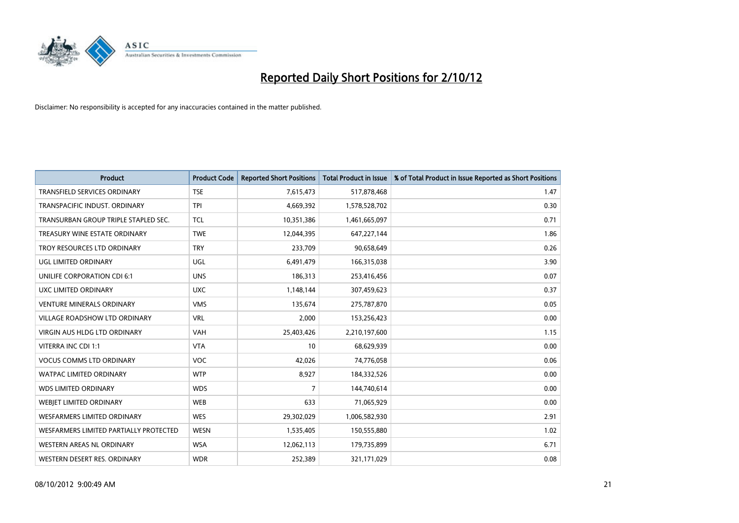# Reported Daily Short Positions for 2/10/12

Disclaimer: No responsibility is accepted for any inaccuracies contained in the matter published.

| Product | Product Code | Reported Short Positions | Total Product in Issue | % of Total Product in Issue Reported as Short Positions |
|---|---|---|---|---|
| TRANSFIELD SERVICES ORDINARY | TSE | 7,615,473 | 517,878,468 | 1.47 |
| TRANSPACIFIC INDUST. ORDINARY | TPI | 4,669,392 | 1,578,528,702 | 0.30 |
| TRANSURBAN GROUP TRIPLE STAPLED SEC. | TCL | 10,351,386 | 1,461,665,097 | 0.71 |
| TREASURY WINE ESTATE ORDINARY | TWE | 12,044,395 | 647,227,144 | 1.86 |
| TROY RESOURCES LTD ORDINARY | TRY | 233,709 | 90,658,649 | 0.26 |
| UGL LIMITED ORDINARY | UGL | 6,491,479 | 166,315,038 | 3.90 |
| UNILIFE CORPORATION CDI 6:1 | UNS | 186,313 | 253,416,456 | 0.07 |
| UXC LIMITED ORDINARY | UXC | 1,148,144 | 307,459,623 | 0.37 |
| VENTURE MINERALS ORDINARY | VMS | 135,674 | 275,787,870 | 0.05 |
| VILLAGE ROADSHOW LTD ORDINARY | VRL | 2,000 | 153,256,423 | 0.00 |
| VIRGIN AUS HLDG LTD ORDINARY | VAH | 25,403,426 | 2,210,197,600 | 1.15 |
| VITERRA INC CDI 1:1 | VTA | 10 | 68,629,939 | 0.00 |
| VOCUS COMMS LTD ORDINARY | VOC | 42,026 | 74,776,058 | 0.06 |
| WATPAC LIMITED ORDINARY | WTP | 8,927 | 184,332,526 | 0.00 |
| WDS LIMITED ORDINARY | WDS | 7 | 144,740,614 | 0.00 |
| WEBJET LIMITED ORDINARY | WEB | 633 | 71,065,929 | 0.00 |
| WESFARMERS LIMITED ORDINARY | WES | 29,302,029 | 1,006,582,930 | 2.91 |
| WESFARMERS LIMITED PARTIALLY PROTECTED | WESN | 1,535,405 | 150,555,880 | 1.02 |
| WESTERN AREAS NL ORDINARY | WSA | 12,062,113 | 179,735,899 | 6.71 |
| WESTERN DESERT RES. ORDINARY | WDR | 252,389 | 321,171,029 | 0.08 |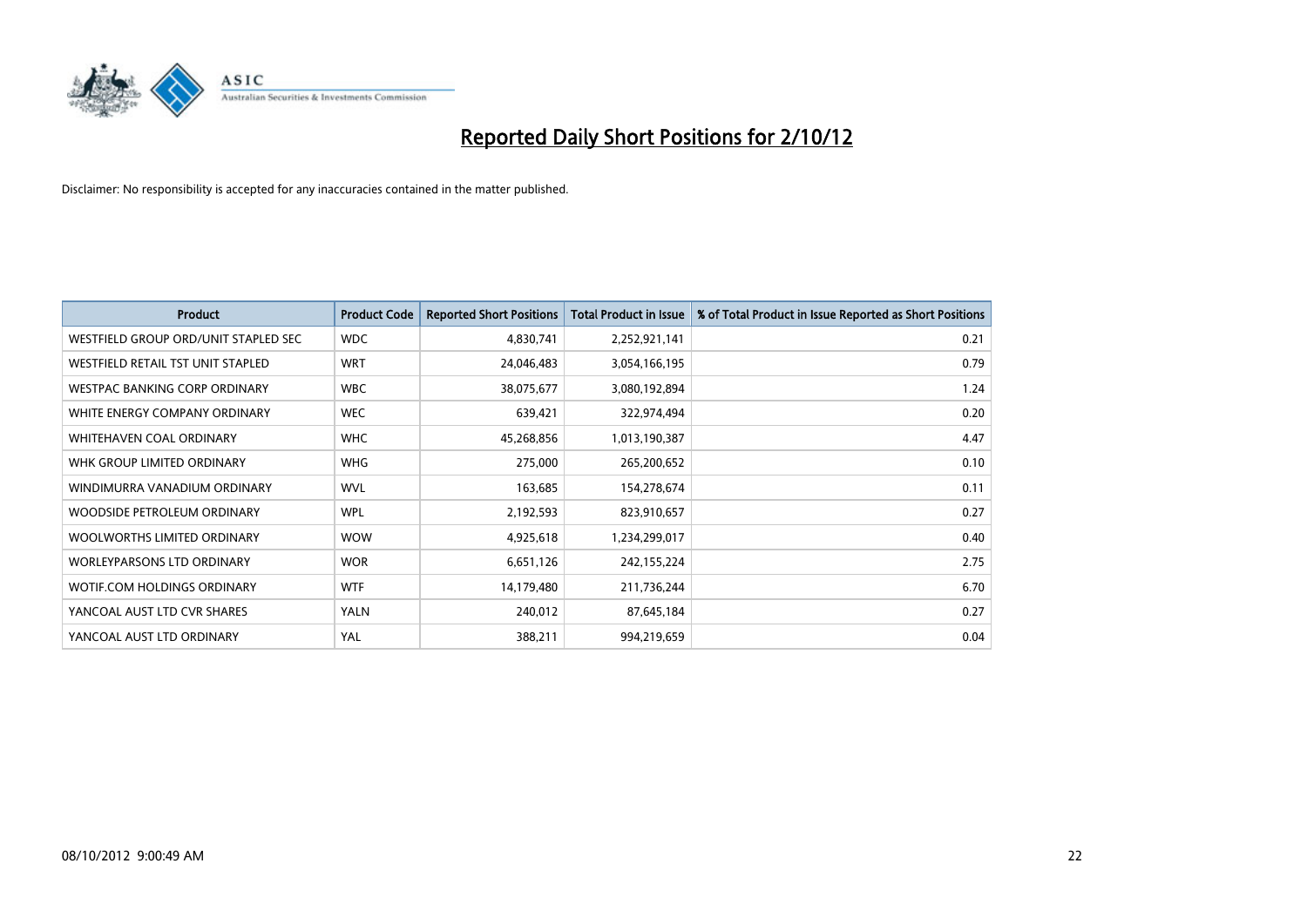# Reported Daily Short Positions for 2/10/12

Disclaimer: No responsibility is accepted for any inaccuracies contained in the matter published.

| Product | Product Code | Reported Short Positions | Total Product in Issue | % of Total Product in Issue Reported as Short Positions |
|---|---|---|---|---|
| WESTFIELD GROUP ORD/UNIT STAPLED SEC | WDC | 4,830,741 | 2,252,921,141 | 0.21 |
| WESTFIELD RETAIL TST UNIT STAPLED | WRT | 24,046,483 | 3,054,166,195 | 0.79 |
| WESTPAC BANKING CORP ORDINARY | WBC | 38,075,677 | 3,080,192,894 | 1.24 |
| WHITE ENERGY COMPANY ORDINARY | WEC | 639,421 | 322,974,494 | 0.20 |
| WHITEHAVEN COAL ORDINARY | WHC | 45,268,856 | 1,013,190,387 | 4.47 |
| WHK GROUP LIMITED ORDINARY | WHG | 275,000 | 265,200,652 | 0.10 |
| WINDIMURRA VANADIUM ORDINARY | WVL | 163,685 | 154,278,674 | 0.11 |
| WOODSIDE PETROLEUM ORDINARY | WPL | 2,192,593 | 823,910,657 | 0.27 |
| WOOLWORTHS LIMITED ORDINARY | WOW | 4,925,618 | 1,234,299,017 | 0.40 |
| WORLEYPARSONS LTD ORDINARY | WOR | 6,651,126 | 242,155,224 | 2.75 |
| WOTIF.COM HOLDINGS ORDINARY | WTF | 14,179,480 | 211,736,244 | 6.70 |
| YANCOAL AUST LTD CVR SHARES | YALN | 240,012 | 87,645,184 | 0.27 |
| YANCOAL AUST LTD ORDINARY | YAL | 388,211 | 994,219,659 | 0.04 |

08/10/2012 9:00:49 AM